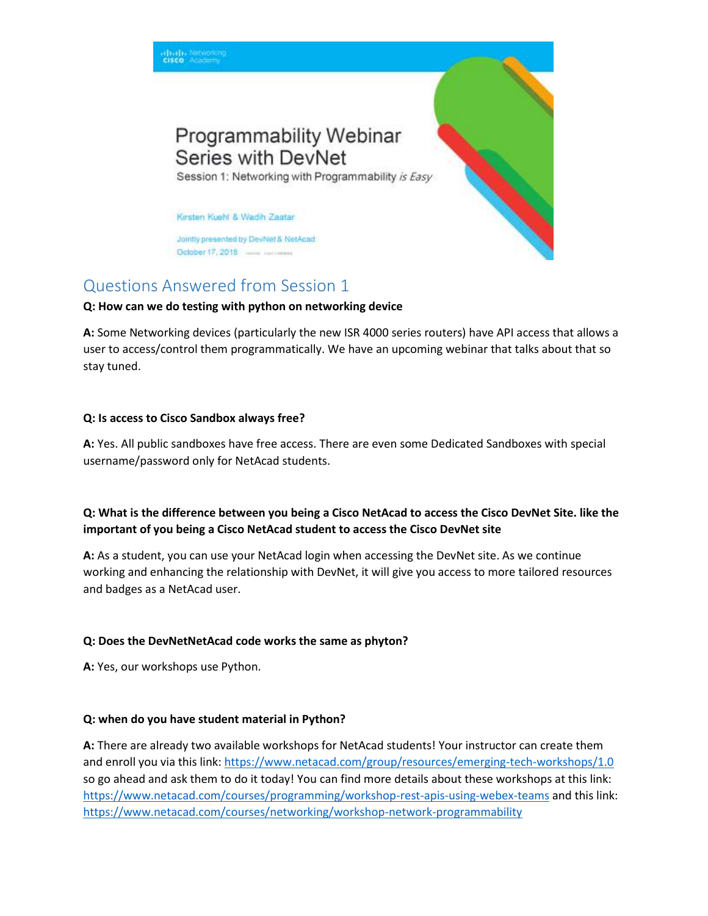Programmability Webinar Series with DevNet

Session 1: Networking with Programmability *is Easy*

Kirsten Kuehl & Wadih Zaatar

Jointly presented by DevNet & NetAcad

October 17, 2018

## Questions Answered from Session 1

**Q: How can we do testing with python on networking device**

**A:** Some Networking devices (particularly the new ISR 4000 series routers) have API access that allows a user to access/control them programmatically. We have an upcoming webinar that talks about that so stay tuned.

**Q: Is access to Cisco Sandbox always free?**

**A:** Yes. All public sandboxes have free access. There are even some Dedicated Sandboxes with special username/password only for NetAcad students.

**Q: What is the difference between you being a Cisco NetAcad to access the Cisco DevNet Site. like the important of you being a Cisco NetAcad student to access the Cisco DevNet site**

**A:** As a student, you can use your NetAcad login when accessing the DevNet site. As we continue working and enhancing the relationship with DevNet, it will give you access to more tailored resources and badges as a NetAcad user.

**Q: Does the DevNetNetAcad code works the same as phyton?**

**A:** Yes, our workshops use Python.

**Q: when do you have student material in Python?**

**A:** There are already two available workshops for NetAcad students! Your instructor can create them and enroll you via this link: https://www.netacad.com/group/resources/emerging-tech-workshops/1.0 so go ahead and ask them to do it today! You can find more details about these workshops at this link: https://www.netacad.com/courses/programming/workshop-rest-apis-using-webex-teams and this link: https://www.netacad.com/courses/networking/workshop-network-programmability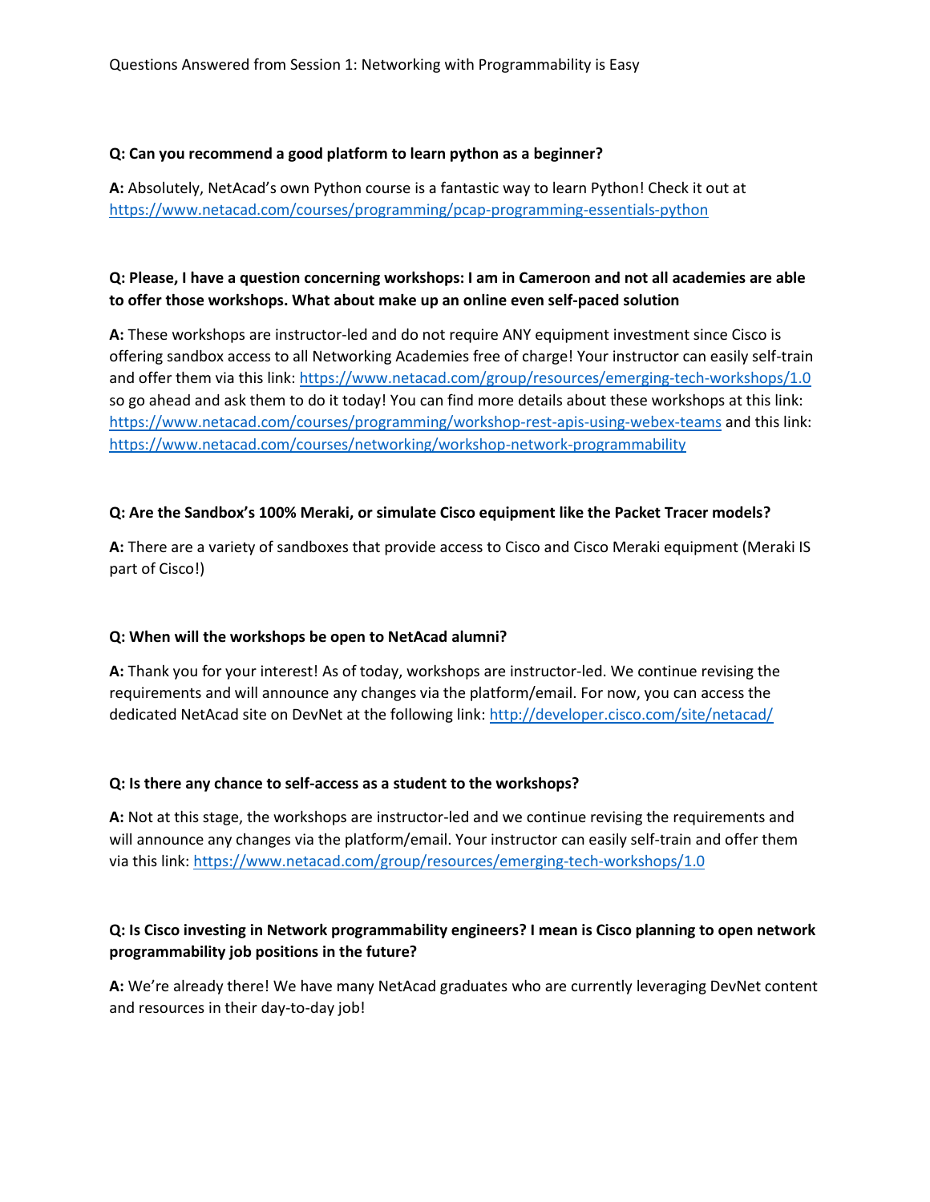Questions Answered from Session 1: Networking with Programmability is Easy

**Q: Can you recommend a good platform to learn python as a beginner?**

**A:** Absolutely, NetAcad's own Python course is a fantastic way to learn Python! Check it out at https://www.netacad.com/courses/programming/pcap-programming-essentials-python

**Q: Please, I have a question concerning workshops: I am in Cameroon and not all academies are able to offer those workshops. What about make up an online even self-paced solution**

**A:** These workshops are instructor-led and do not require ANY equipment investment since Cisco is offering sandbox access to all Networking Academies free of charge! Your instructor can easily self-train and offer them via this link: https://www.netacad.com/group/resources/emerging-tech-workshops/1.0 so go ahead and ask them to do it today! You can find more details about these workshops at this link: https://www.netacad.com/courses/programming/workshop-rest-apis-using-webex-teams and this link: https://www.netacad.com/courses/networking/workshop-network-programmability

**Q: Are the Sandbox's 100% Meraki, or simulate Cisco equipment like the Packet Tracer models?**

**A:** There are a variety of sandboxes that provide access to Cisco and Cisco Meraki equipment (Meraki IS part of Cisco!)

**Q: When will the workshops be open to NetAcad alumni?**

**A:** Thank you for your interest! As of today, workshops are instructor-led. We continue revising the requirements and will announce any changes via the platform/email. For now, you can access the dedicated NetAcad site on DevNet at the following link: http://developer.cisco.com/site/netacad/

**Q: Is there any chance to self-access as a student to the workshops?**

**A:** Not at this stage, the workshops are instructor-led and we continue revising the requirements and will announce any changes via the platform/email. Your instructor can easily self-train and offer them via this link: https://www.netacad.com/group/resources/emerging-tech-workshops/1.0

**Q: Is Cisco investing in Network programmability engineers? I mean is Cisco planning to open network programmability job positions in the future?**

**A:** We're already there! We have many NetAcad graduates who are currently leveraging DevNet content and resources in their day-to-day job!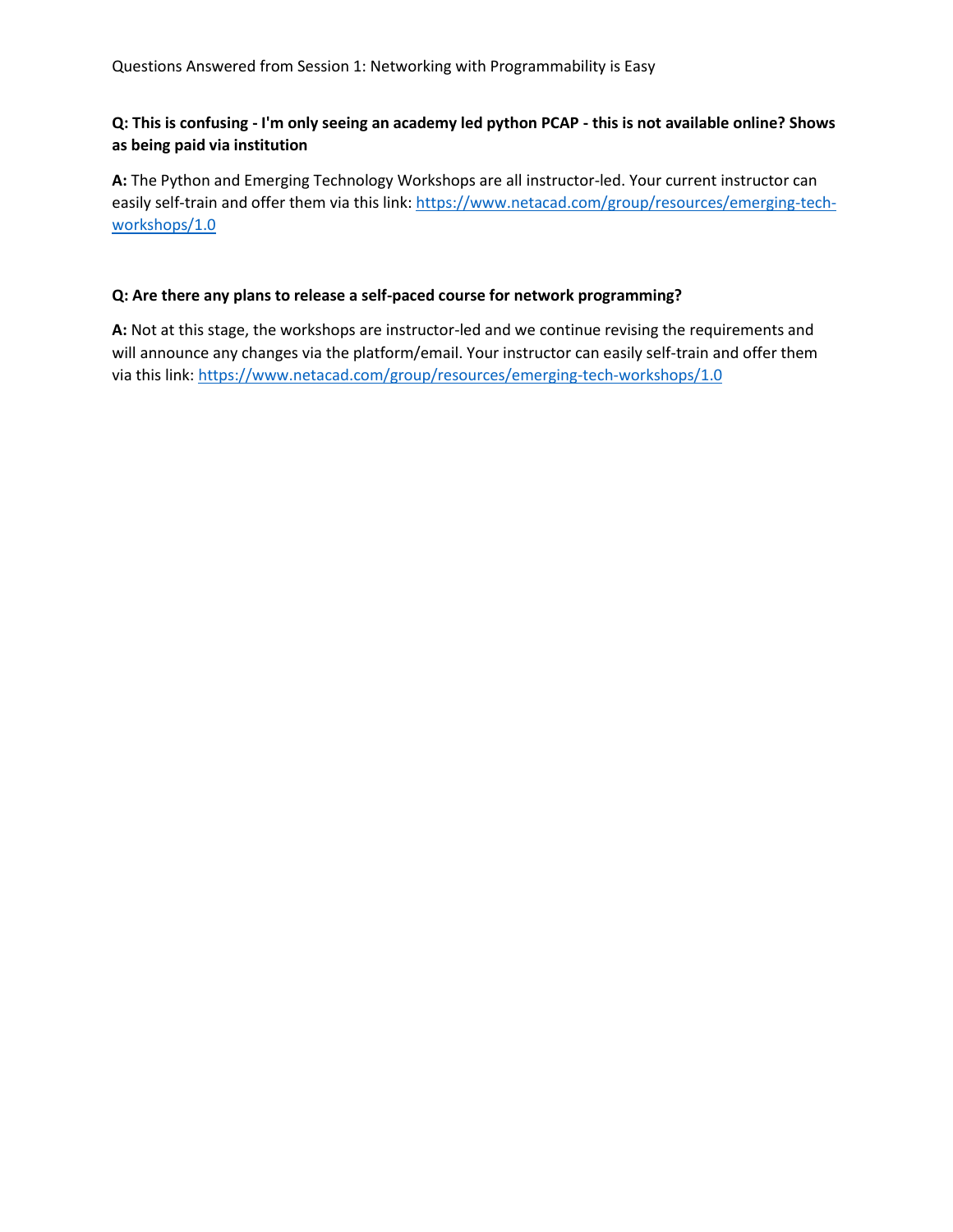Questions Answered from Session 1: Networking with Programmability is Easy

**Q: This is confusing - I'm only seeing an academy led python PCAP - this is not available online? Shows as being paid via institution**

**A:** The Python and Emerging Technology Workshops are all instructor-led. Your current instructor can easily self-train and offer them via this link: [https://www.netacad.com/group/resources/emerging-tech-workshops/1.0](https://www.netacad.com/group/resources/emerging-tech-workshops/1.0)

**Q: Are there any plans to release a self-paced course for network programming?**

**A:** Not at this stage, the workshops are instructor-led and we continue revising the requirements and will announce any changes via the platform/email. Your instructor can easily self-train and offer them via this link: [https://www.netacad.com/group/resources/emerging-tech-workshops/1.0](https://www.netacad.com/group/resources/emerging-tech-workshops/1.0)